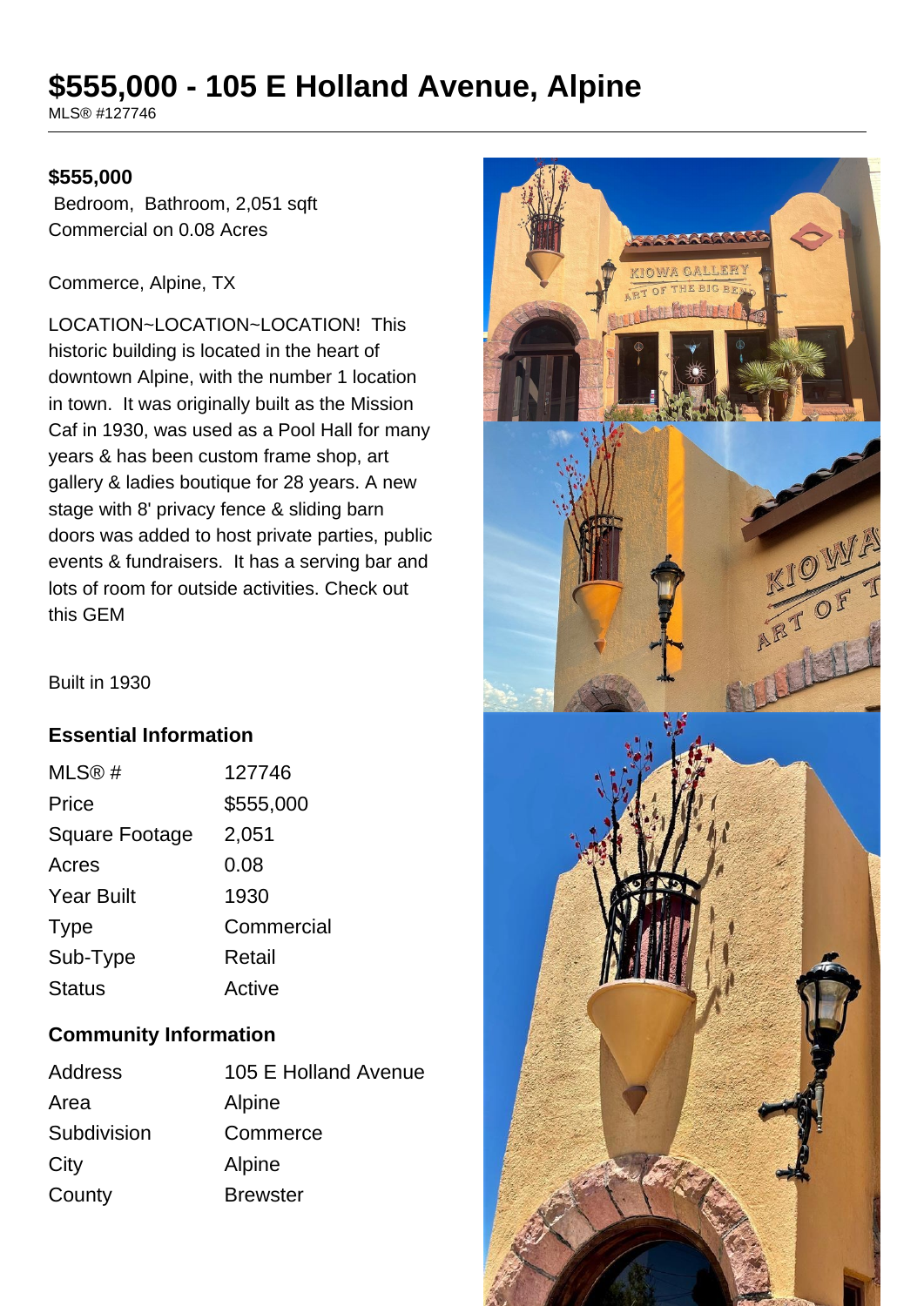# $555,000 - 105 E Holland Avenue, Alpine

MLS® #127746

**$555,000**

Bedroom, Bathroom, 2,051 sqft

Commercial on 0.08 Acres

Commerce, Alpine, TX

LOCATION~LOCATION~LOCATION! This historic building is located in the heart of downtown Alpine, with the number 1 location in town. It was originally built as the Mission Caf in 1930, was used as a Pool Hall for many years & has been custom frame shop, art gallery & ladies boutique for 28 years. A new stage with 8' privacy fence & sliding barn doors was added to host private parties, public events & fundraisers. It has a serving bar and lots of room for outside activities. Check out this GEM

Built in 1930

## Essential Information

| | |
|---|---|
| MLS® # | 127746 |
| Price | $555,000 |
| Square Footage | 2,051 |
| Acres | 0.08 |
| Year Built | 1930 |
| Type | Commercial |
| Sub-Type | Retail |
| Status | Active |

## Community Information

| | |
|---|---|
| Address | 105 E Holland Avenue |
| Area | Alpine |
| Subdivision | Commerce |
| City | Alpine |
| County | Brewster |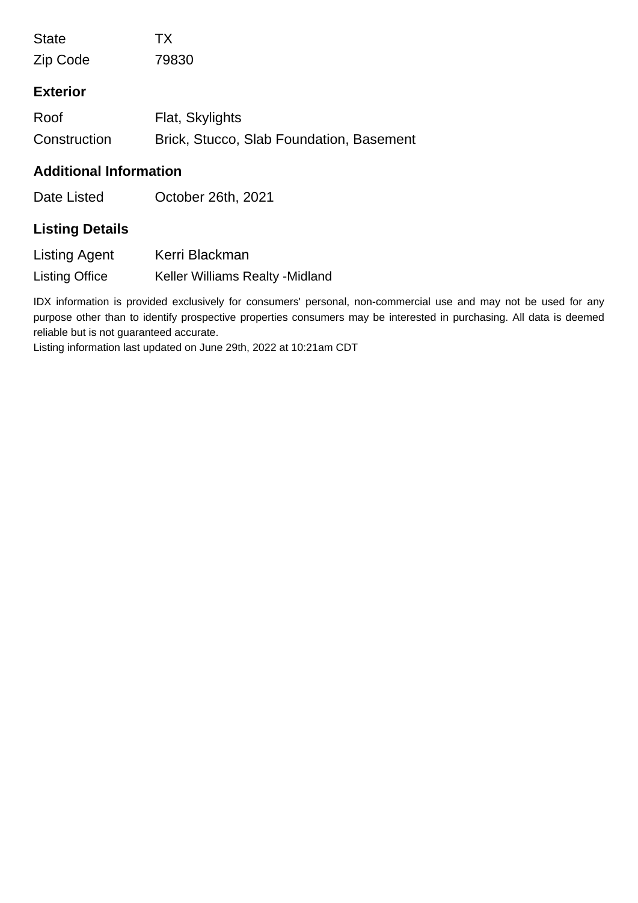| | |
|---|---|
| State | TX |
| Zip Code | 79830 |

### Exterior

| | |
|---|---|
| Roof | Flat, Skylights |
| Construction | Brick, Stucco, Slab Foundation, Basement |

### Additional Information

| | |
|---|---|
| Date Listed | October 26th, 2021 |

### Listing Details

| | |
|---|---|
| Listing Agent | Kerri Blackman |
| Listing Office | Keller Williams Realty -Midland |

IDX information is provided exclusively for consumers' personal, non-commercial use and may not be used for any purpose other than to identify prospective properties consumers may be interested in purchasing. All data is deemed reliable but is not guaranteed accurate.
Listing information last updated on June 29th, 2022 at 10:21am CDT